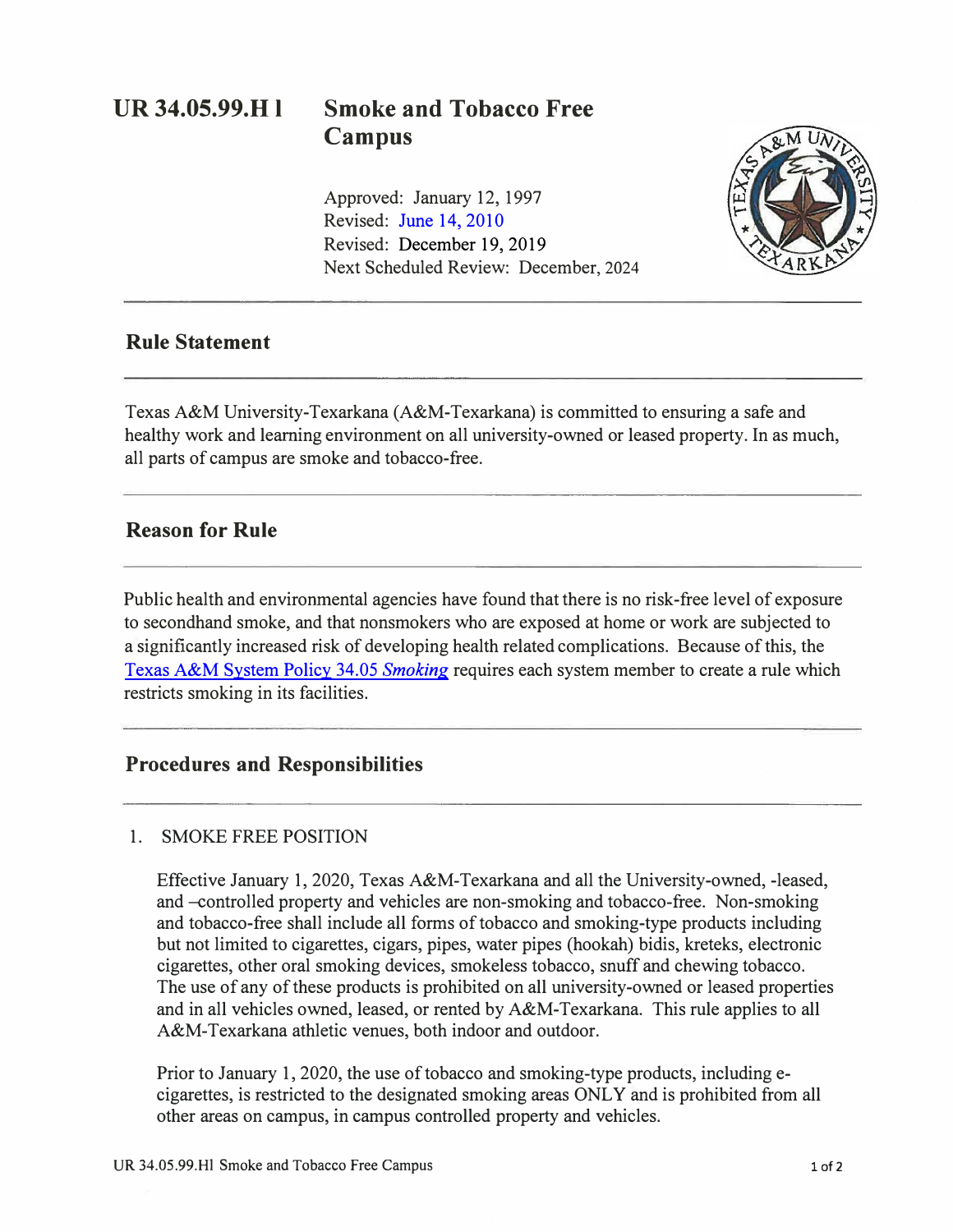# UR 34.05.99.H1 Smoke and Tobacco Free Campus

Approved: January 12, 1997
Revised: June 14, 2010
Revised: December 19, 2019
Next Scheduled Review: December, 2024

## Rule Statement

Texas A&M University-Texarkana (A&M-Texarkana) is committed to ensuring a safe and healthy work and learning environment on all university-owned or leased property. In as much, all parts of campus are smoke and tobacco-free.

## Reason for Rule

Public health and environmental agencies have found that there is no risk-free level of exposure to secondhand smoke, and that nonsmokers who are exposed at home or work are subjected to a significantly increased risk of developing health related complications. Because of this, the Texas A&M System Policy 34.05 *Smoking* requires each system member to create a rule which restricts smoking in its facilities.

## Procedures and Responsibilities

1. SMOKE FREE POSITION

   Effective January 1, 2020, Texas A&M-Texarkana and all the University-owned, -leased, and –controlled property and vehicles are non-smoking and tobacco-free. Non-smoking and tobacco-free shall include all forms of tobacco and smoking-type products including but not limited to cigarettes, cigars, pipes, water pipes (hookah) bidis, kreteks, electronic cigarettes, other oral smoking devices, smokeless tobacco, snuff and chewing tobacco. The use of any of these products is prohibited on all university-owned or leased properties and in all vehicles owned, leased, or rented by A&M-Texarkana. This rule applies to all A&M-Texarkana athletic venues, both indoor and outdoor.

   Prior to January 1, 2020, the use of tobacco and smoking-type products, including e-cigarettes, is restricted to the designated smoking areas ONLY and is prohibited from all other areas on campus, in campus controlled property and vehicles.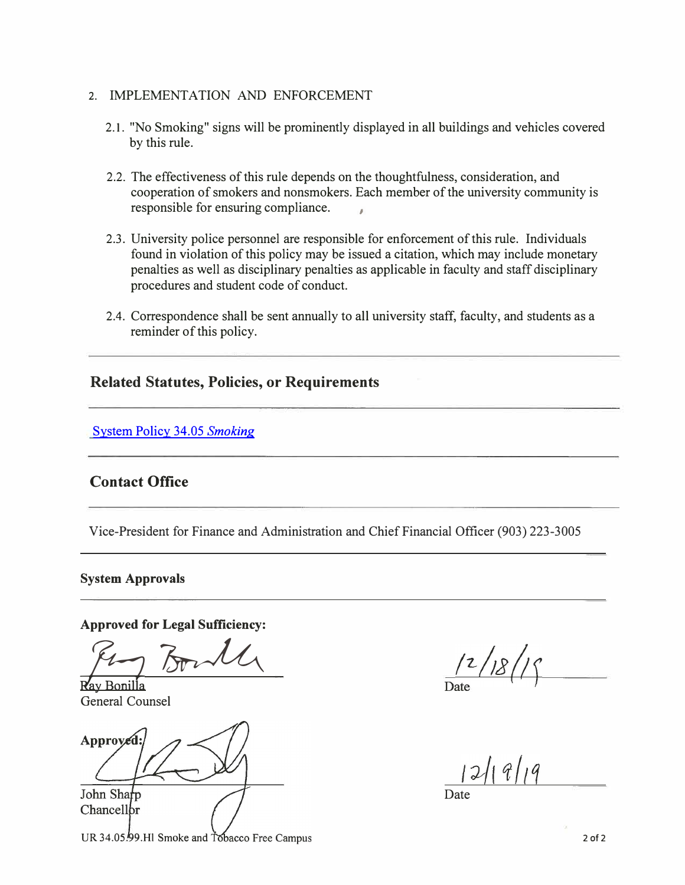2. IMPLEMENTATION AND ENFORCEMENT

   2.1. "No Smoking" signs will be prominently displayed in all buildings and vehicles covered by this rule.

   2.2. The effectiveness of this rule depends on the thoughtfulness, consideration, and cooperation of smokers and nonsmokers. Each member of the university community is responsible for ensuring compliance.

   2.3. University police personnel are responsible for enforcement of this rule. Individuals found in violation of this policy may be issued a citation, which may include monetary penalties as well as disciplinary penalties as applicable in faculty and staff disciplinary procedures and student code of conduct.

   2.4. Correspondence shall be sent annually to all university staff, faculty, and students as a reminder of this policy.

## Related Statutes, Policies, or Requirements

System Policy 34.05 *Smoking*

## Contact Office

Vice-President for Finance and Administration and Chief Financial Officer (903) 223-3005

### System Approvals

**Approved for Legal Sufficiency:**

Ray Bonilla
General Counsel

Date: 12/18/19

**Approved:**

John Sharp
Chancellor

Date: 12/19/19

UR 34.05.99.H1 Smoke and Tobacco Free Campus